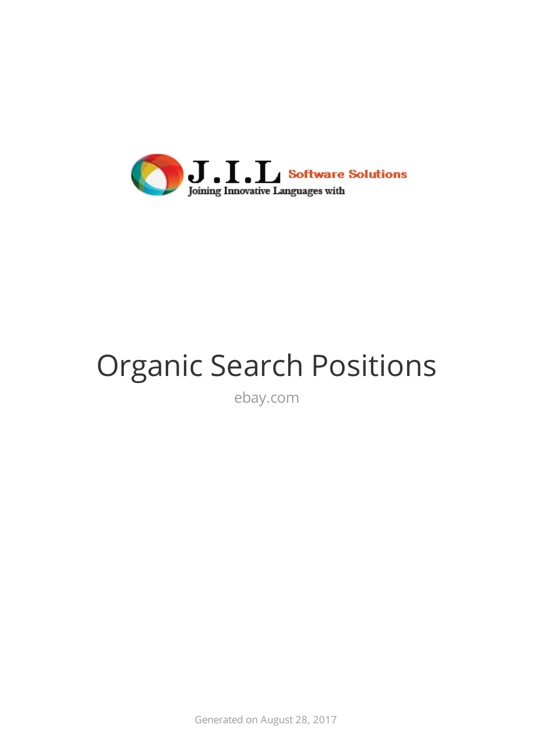J.I.L Software Solutions

Joining Innovative Languages with

# Organic Search Positions

ebay.com

Generated on August 28, 2017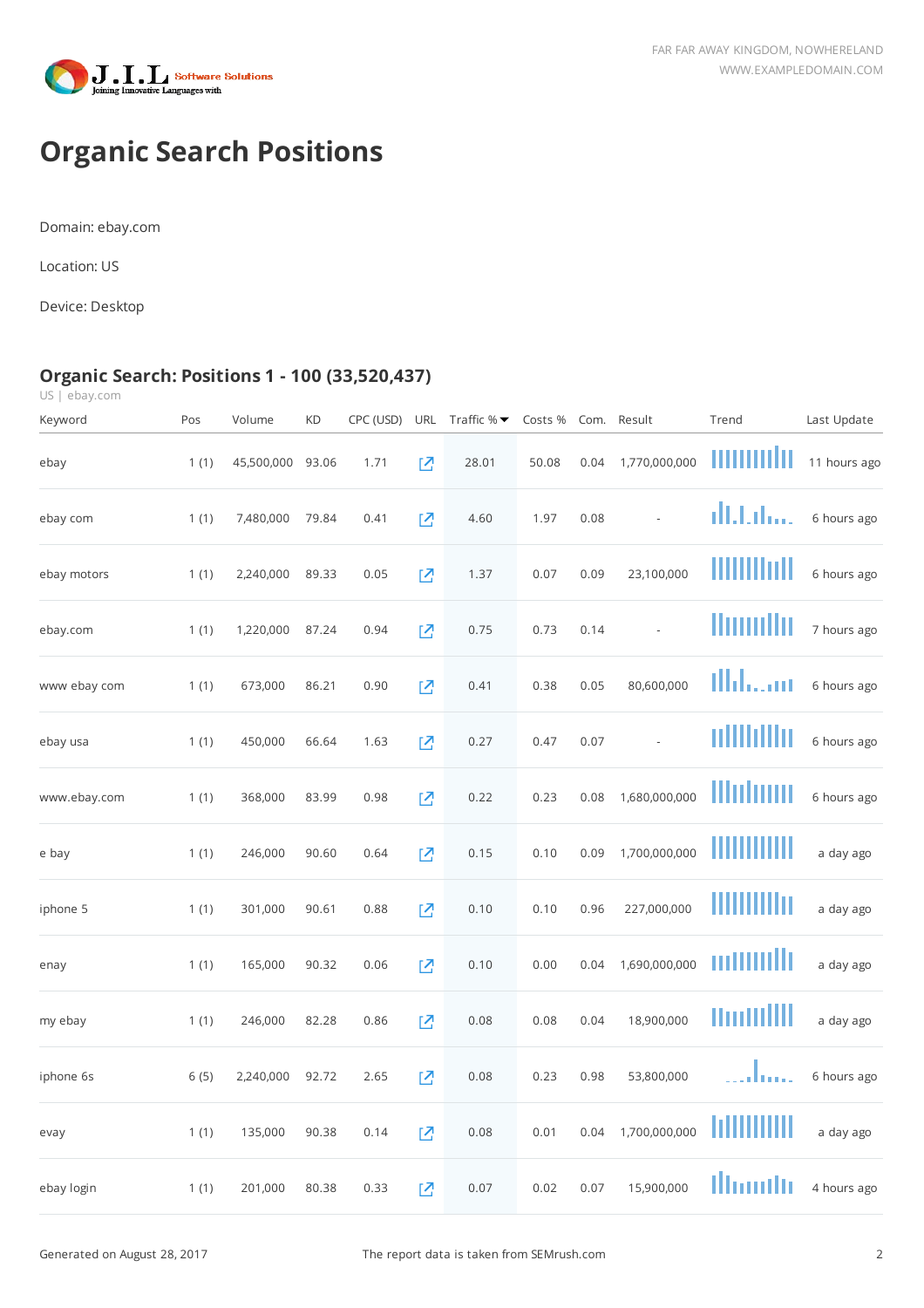# Organic Search Positions

Domain: ebay.com

Location: US

Device: Desktop

## Organic Search: Positions 1 - 100 (33,520,437)

US | ebay.com

| Keyword | Pos | Volume | KD | CPC (USD) | URL | Traffic % | Costs % | Com. | Result | Trend | Last Update |
|---|---|---|---|---|---|---|---|---|---|---|---|
| ebay | 1 (1) | 45,500,000 | 93.06 | 1.71 | | 28.01 | 50.08 | 0.04 | 1,770,000,000 | | 11 hours ago |
| ebay com | 1 (1) | 7,480,000 | 79.84 | 0.41 | | 4.60 | 1.97 | 0.08 | - | | 6 hours ago |
| ebay motors | 1 (1) | 2,240,000 | 89.33 | 0.05 | | 1.37 | 0.07 | 0.09 | 23,100,000 | | 6 hours ago |
| ebay.com | 1 (1) | 1,220,000 | 87.24 | 0.94 | | 0.75 | 0.73 | 0.14 | - | | 7 hours ago |
| www ebay com | 1 (1) | 673,000 | 86.21 | 0.90 | | 0.41 | 0.38 | 0.05 | 80,600,000 | | 6 hours ago |
| ebay usa | 1 (1) | 450,000 | 66.64 | 1.63 | | 0.27 | 0.47 | 0.07 | - | | 6 hours ago |
| www.ebay.com | 1 (1) | 368,000 | 83.99 | 0.98 | | 0.22 | 0.23 | 0.08 | 1,680,000,000 | | 6 hours ago |
| e bay | 1 (1) | 246,000 | 90.60 | 0.64 | | 0.15 | 0.10 | 0.09 | 1,700,000,000 | | a day ago |
| iphone 5 | 1 (1) | 301,000 | 90.61 | 0.88 | | 0.10 | 0.10 | 0.96 | 227,000,000 | | a day ago |
| enay | 1 (1) | 165,000 | 90.32 | 0.06 | | 0.10 | 0.00 | 0.04 | 1,690,000,000 | | a day ago |
| my ebay | 1 (1) | 246,000 | 82.28 | 0.86 | | 0.08 | 0.08 | 0.04 | 18,900,000 | | a day ago |
| iphone 6s | 6 (5) | 2,240,000 | 92.72 | 2.65 | | 0.08 | 0.23 | 0.98 | 53,800,000 | | 6 hours ago |
| evay | 1 (1) | 135,000 | 90.38 | 0.14 | | 0.08 | 0.01 | 0.04 | 1,700,000,000 | | a day ago |
| ebay login | 1 (1) | 201,000 | 80.38 | 0.33 | | 0.07 | 0.02 | 0.07 | 15,900,000 | | 4 hours ago |

Generated on August 28, 2017

The report data is taken from SEMrush.com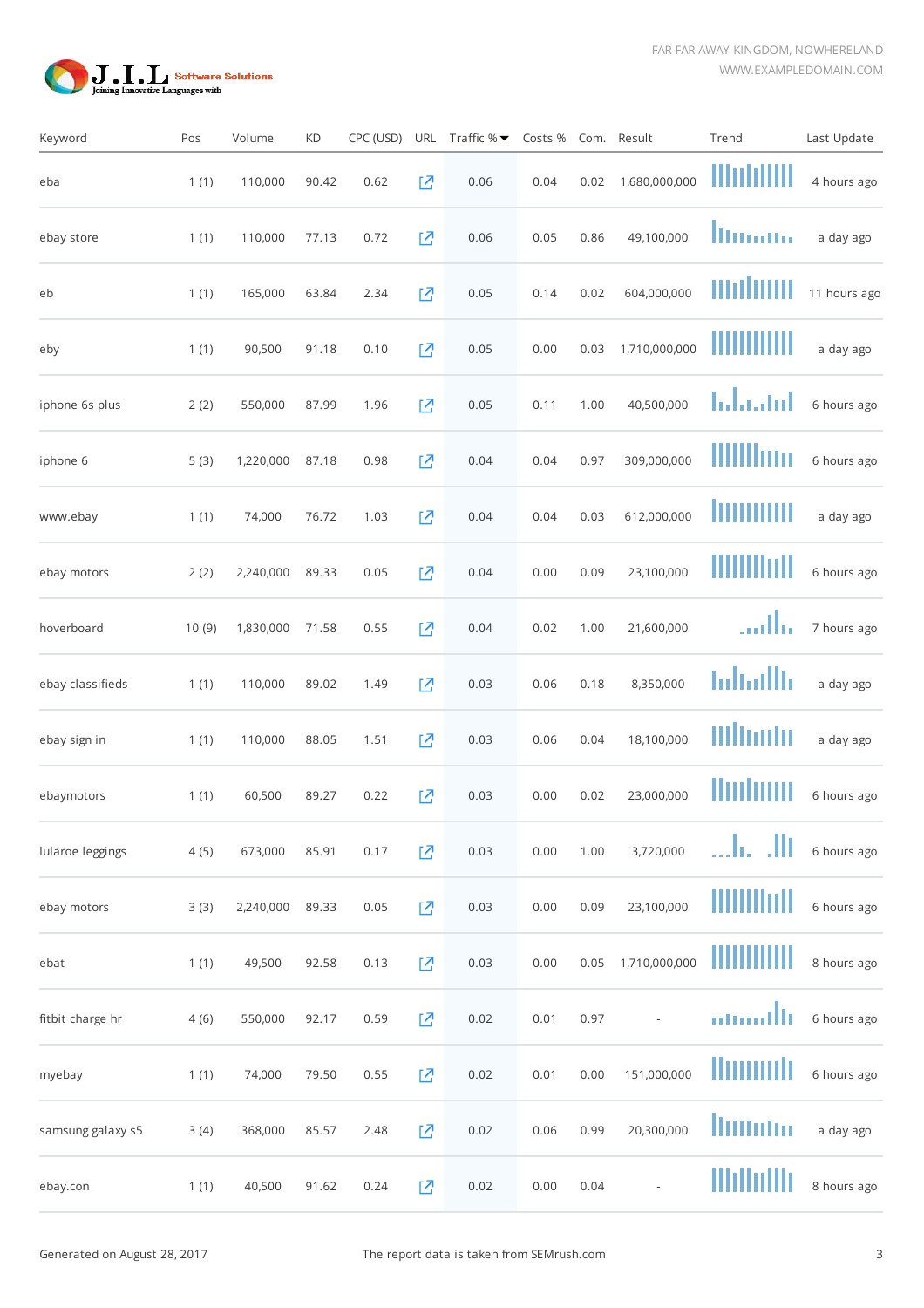| Keyword | Pos | Volume | KD | CPC (USD) | URL | Traffic % ▾ | Costs % | Com. | Result | Trend | Last Update |
|---|---|---|---|---|---|---|---|---|---|---|---|
| eba | 1 (1) | 110,000 | 90.42 | 0.62 | | 0.06 | 0.04 | 0.02 | 1,680,000,000 | | 4 hours ago |
| ebay store | 1 (1) | 110,000 | 77.13 | 0.72 | | 0.06 | 0.05 | 0.86 | 49,100,000 | | a day ago |
| eb | 1 (1) | 165,000 | 63.84 | 2.34 | | 0.05 | 0.14 | 0.02 | 604,000,000 | | 11 hours ago |
| eby | 1 (1) | 90,500 | 91.18 | 0.10 | | 0.05 | 0.00 | 0.03 | 1,710,000,000 | | a day ago |
| iphone 6s plus | 2 (2) | 550,000 | 87.99 | 1.96 | | 0.05 | 0.11 | 1.00 | 40,500,000 | | 6 hours ago |
| iphone 6 | 5 (3) | 1,220,000 | 87.18 | 0.98 | | 0.04 | 0.04 | 0.97 | 309,000,000 | | 6 hours ago |
| www.ebay | 1 (1) | 74,000 | 76.72 | 1.03 | | 0.04 | 0.04 | 0.03 | 612,000,000 | | a day ago |
| ebay motors | 2 (2) | 2,240,000 | 89.33 | 0.05 | | 0.04 | 0.00 | 0.09 | 23,100,000 | | 6 hours ago |
| hoverboard | 10 (9) | 1,830,000 | 71.58 | 0.55 | | 0.04 | 0.02 | 1.00 | 21,600,000 | | 7 hours ago |
| ebay classifieds | 1 (1) | 110,000 | 89.02 | 1.49 | | 0.03 | 0.06 | 0.18 | 8,350,000 | | a day ago |
| ebay sign in | 1 (1) | 110,000 | 88.05 | 1.51 | | 0.03 | 0.06 | 0.04 | 18,100,000 | | a day ago |
| ebaymotors | 1 (1) | 60,500 | 89.27 | 0.22 | | 0.03 | 0.00 | 0.02 | 23,000,000 | | 6 hours ago |
| lularoe leggings | 4 (5) | 673,000 | 85.91 | 0.17 | | 0.03 | 0.00 | 1.00 | 3,720,000 | | 6 hours ago |
| ebay motors | 3 (3) | 2,240,000 | 89.33 | 0.05 | | 0.03 | 0.00 | 0.09 | 23,100,000 | | 6 hours ago |
| ebat | 1 (1) | 49,500 | 92.58 | 0.13 | | 0.03 | 0.00 | 0.05 | 1,710,000,000 | | 8 hours ago |
| fitbit charge hr | 4 (6) | 550,000 | 92.17 | 0.59 | | 0.02 | 0.01 | 0.97 | - | | 6 hours ago |
| myebay | 1 (1) | 74,000 | 79.50 | 0.55 | | 0.02 | 0.01 | 0.00 | 151,000,000 | | 6 hours ago |
| samsung galaxy s5 | 3 (4) | 368,000 | 85.57 | 2.48 | | 0.02 | 0.06 | 0.99 | 20,300,000 | | a day ago |
| ebay.con | 1 (1) | 40,500 | 91.62 | 0.24 | | 0.02 | 0.00 | 0.04 | - | | 8 hours ago |

Generated on August 28, 2017 The report data is taken from SEMrush.com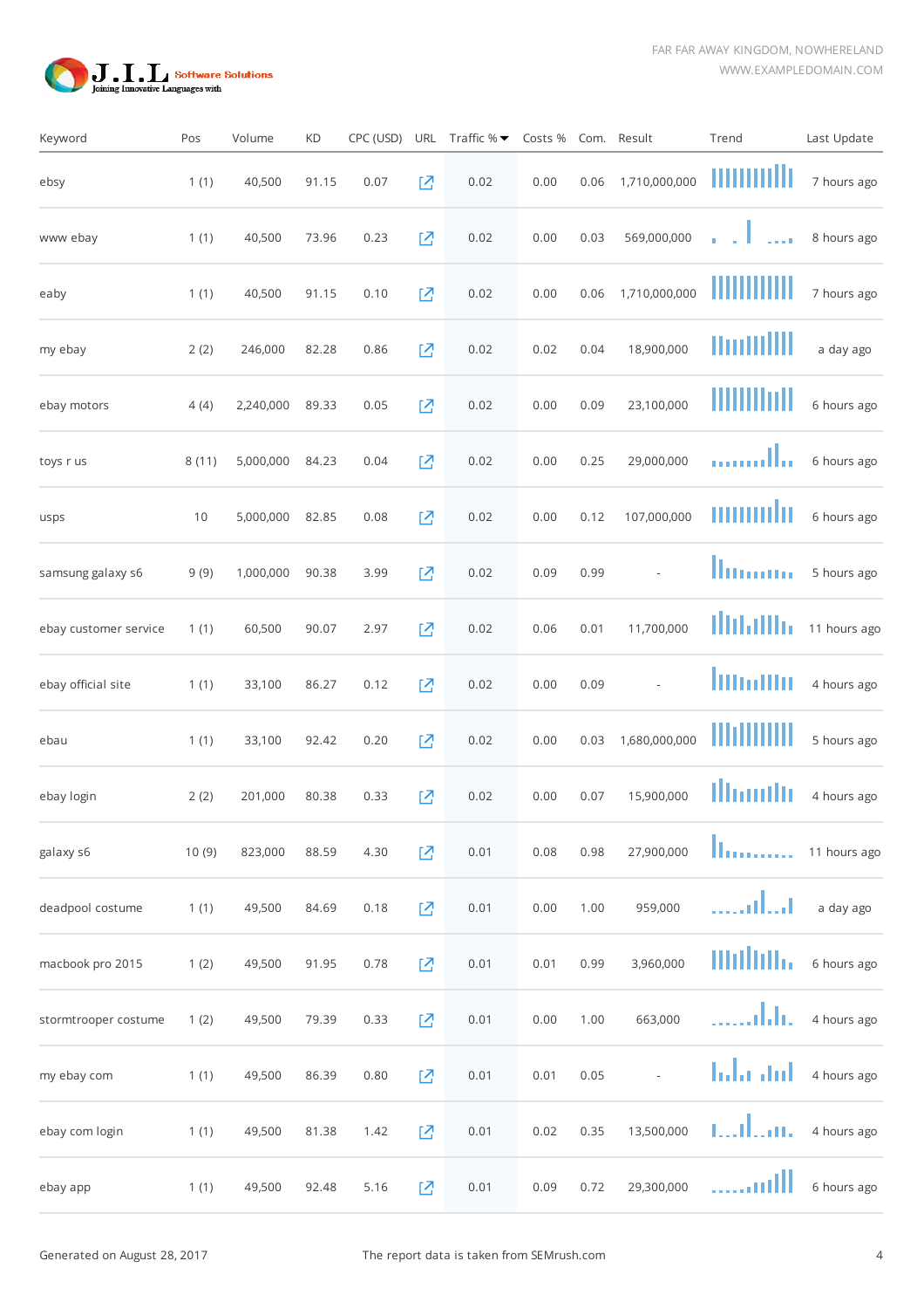| Keyword | Pos | Volume | KD | CPC (USD) | URL | Traffic % | Costs % | Com. | Result | Trend | Last Update |
|---|---|---|---|---|---|---|---|---|---|---|---|
| ebsy | 1 (1) | 40,500 | 91.15 | 0.07 | | 0.02 | 0.00 | 0.06 | 1,710,000,000 | | 7 hours ago |
| www ebay | 1 (1) | 40,500 | 73.96 | 0.23 | | 0.02 | 0.00 | 0.03 | 569,000,000 | | 8 hours ago |
| eaby | 1 (1) | 40,500 | 91.15 | 0.10 | | 0.02 | 0.00 | 0.06 | 1,710,000,000 | | 7 hours ago |
| my ebay | 2 (2) | 246,000 | 82.28 | 0.86 | | 0.02 | 0.02 | 0.04 | 18,900,000 | | a day ago |
| ebay motors | 4 (4) | 2,240,000 | 89.33 | 0.05 | | 0.02 | 0.00 | 0.09 | 23,100,000 | | 6 hours ago |
| toys r us | 8 (11) | 5,000,000 | 84.23 | 0.04 | | 0.02 | 0.00 | 0.25 | 29,000,000 | | 6 hours ago |
| usps | 10 | 5,000,000 | 82.85 | 0.08 | | 0.02 | 0.00 | 0.12 | 107,000,000 | | 6 hours ago |
| samsung galaxy s6 | 9 (9) | 1,000,000 | 90.38 | 3.99 | | 0.02 | 0.09 | 0.99 | - | | 5 hours ago |
| ebay customer service | 1 (1) | 60,500 | 90.07 | 2.97 | | 0.02 | 0.06 | 0.01 | 11,700,000 | | 11 hours ago |
| ebay official site | 1 (1) | 33,100 | 86.27 | 0.12 | | 0.02 | 0.00 | 0.09 | - | | 4 hours ago |
| ebau | 1 (1) | 33,100 | 92.42 | 0.20 | | 0.02 | 0.00 | 0.03 | 1,680,000,000 | | 5 hours ago |
| ebay login | 2 (2) | 201,000 | 80.38 | 0.33 | | 0.02 | 0.00 | 0.07 | 15,900,000 | | 4 hours ago |
| galaxy s6 | 10 (9) | 823,000 | 88.59 | 4.30 | | 0.01 | 0.08 | 0.98 | 27,900,000 | | 11 hours ago |
| deadpool costume | 1 (1) | 49,500 | 84.69 | 0.18 | | 0.01 | 0.00 | 1.00 | 959,000 | | a day ago |
| macbook pro 2015 | 1 (2) | 49,500 | 91.95 | 0.78 | | 0.01 | 0.01 | 0.99 | 3,960,000 | | 6 hours ago |
| stormtrooper costume | 1 (2) | 49,500 | 79.39 | 0.33 | | 0.01 | 0.00 | 1.00 | 663,000 | | 4 hours ago |
| my ebay com | 1 (1) | 49,500 | 86.39 | 0.80 | | 0.01 | 0.01 | 0.05 | - | | 4 hours ago |
| ebay com login | 1 (1) | 49,500 | 81.38 | 1.42 | | 0.01 | 0.02 | 0.35 | 13,500,000 | | 4 hours ago |
| ebay app | 1 (1) | 49,500 | 92.48 | 5.16 | | 0.01 | 0.09 | 0.72 | 29,300,000 | | 6 hours ago |

Generated on August 28, 2017

The report data is taken from SEMrush.com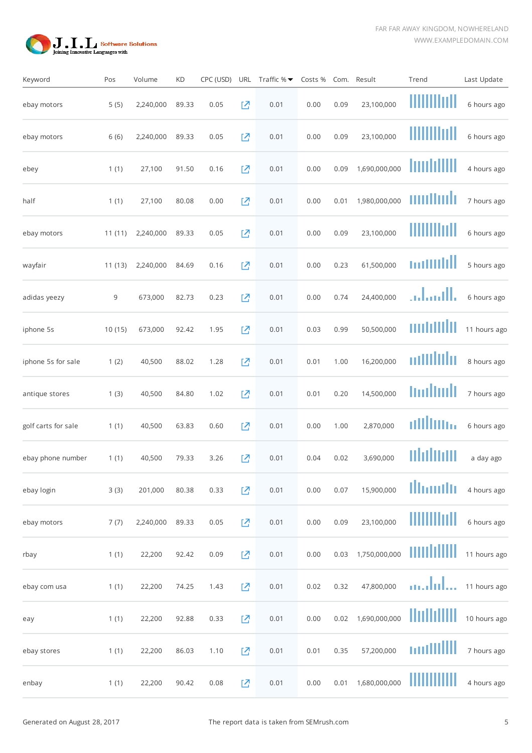| Keyword | Pos | Volume | KD | CPC (USD) | URL | Traffic % | Costs % | Com. | Result | Trend | Last Update |
|---|---|---|---|---|---|---|---|---|---|---|---|
| ebay motors | 5 (5) | 2,240,000 | 89.33 | 0.05 | | 0.01 | 0.00 | 0.09 | 23,100,000 | | 6 hours ago |
| ebay motors | 6 (6) | 2,240,000 | 89.33 | 0.05 | | 0.01 | 0.00 | 0.09 | 23,100,000 | | 6 hours ago |
| ebey | 1 (1) | 27,100 | 91.50 | 0.16 | | 0.01 | 0.00 | 0.09 | 1,690,000,000 | | 4 hours ago |
| half | 1 (1) | 27,100 | 80.08 | 0.00 | | 0.01 | 0.00 | 0.01 | 1,980,000,000 | | 7 hours ago |
| ebay motors | 11 (11) | 2,240,000 | 89.33 | 0.05 | | 0.01 | 0.00 | 0.09 | 23,100,000 | | 6 hours ago |
| wayfair | 11 (13) | 2,240,000 | 84.69 | 0.16 | | 0.01 | 0.00 | 0.23 | 61,500,000 | | 5 hours ago |
| adidas yeezy | 9 | 673,000 | 82.73 | 0.23 | | 0.01 | 0.00 | 0.74 | 24,400,000 | | 6 hours ago |
| iphone 5s | 10 (15) | 673,000 | 92.42 | 1.95 | | 0.01 | 0.03 | 0.99 | 50,500,000 | | 11 hours ago |
| iphone 5s for sale | 1 (2) | 40,500 | 88.02 | 1.28 | | 0.01 | 0.01 | 1.00 | 16,200,000 | | 8 hours ago |
| antique stores | 1 (3) | 40,500 | 84.80 | 1.02 | | 0.01 | 0.01 | 0.20 | 14,500,000 | | 7 hours ago |
| golf carts for sale | 1 (1) | 40,500 | 63.83 | 0.60 | | 0.01 | 0.00 | 1.00 | 2,870,000 | | 6 hours ago |
| ebay phone number | 1 (1) | 40,500 | 79.33 | 3.26 | | 0.01 | 0.04 | 0.02 | 3,690,000 | | a day ago |
| ebay login | 3 (3) | 201,000 | 80.38 | 0.33 | | 0.01 | 0.00 | 0.07 | 15,900,000 | | 4 hours ago |
| ebay motors | 7 (7) | 2,240,000 | 89.33 | 0.05 | | 0.01 | 0.00 | 0.09 | 23,100,000 | | 6 hours ago |
| rbay | 1 (1) | 22,200 | 92.42 | 0.09 | | 0.01 | 0.00 | 0.03 | 1,750,000,000 | | 11 hours ago |
| ebay com usa | 1 (1) | 22,200 | 74.25 | 1.43 | | 0.01 | 0.02 | 0.32 | 47,800,000 | | 11 hours ago |
| eay | 1 (1) | 22,200 | 92.88 | 0.33 | | 0.01 | 0.00 | 0.02 | 1,690,000,000 | | 10 hours ago |
| ebay stores | 1 (1) | 22,200 | 86.03 | 1.10 | | 0.01 | 0.01 | 0.35 | 57,200,000 | | 7 hours ago |
| enbay | 1 (1) | 22,200 | 90.42 | 0.08 | | 0.01 | 0.00 | 0.01 | 1,680,000,000 | | 4 hours ago |

Generated on August 28, 2017

The report data is taken from SEMrush.com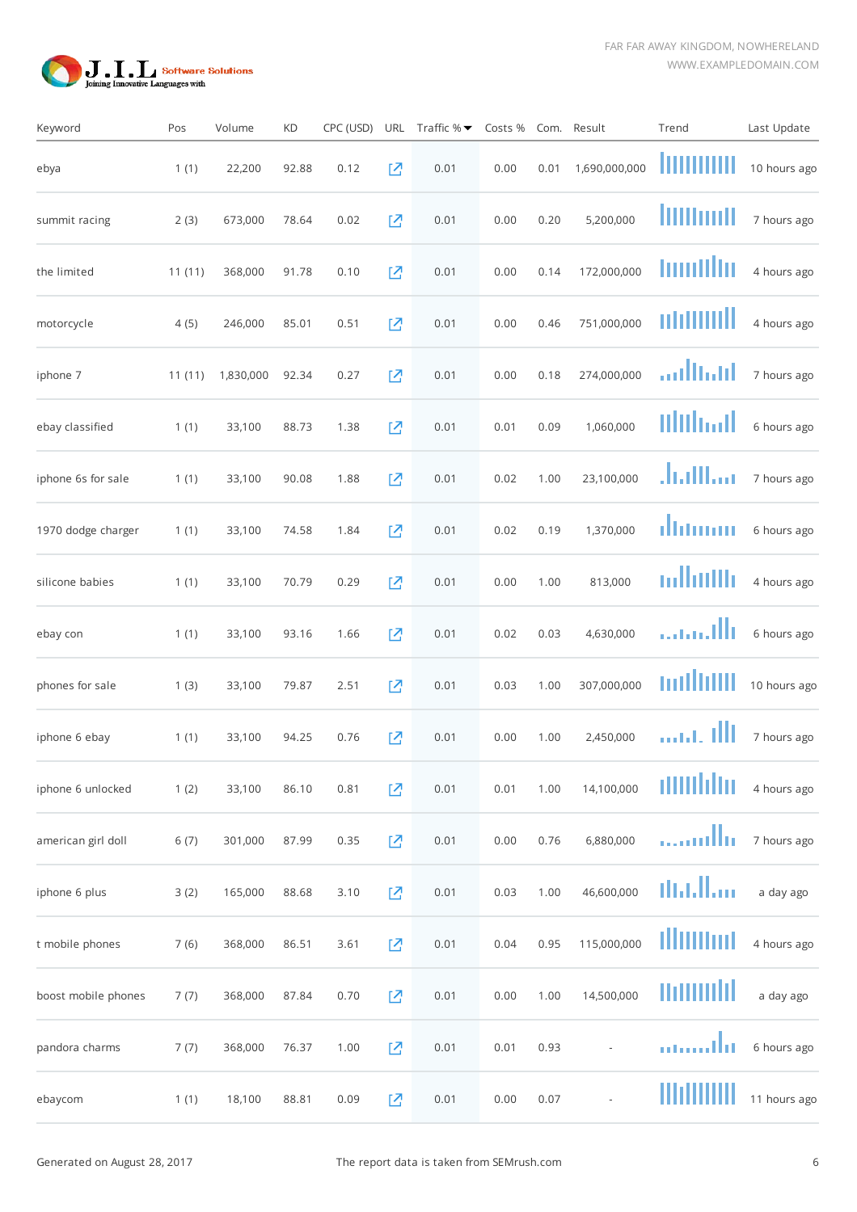| Keyword | Pos | Volume | KD | CPC (USD) | URL | Traffic % | Costs % | Com. | Result | Trend | Last Update |
|---|---|---|---|---|---|---|---|---|---|---|---|
| ebya | 1 (1) | 22,200 | 92.88 | 0.12 | | 0.01 | 0.00 | 0.01 | 1,690,000,000 | | 10 hours ago |
| summit racing | 2 (3) | 673,000 | 78.64 | 0.02 | | 0.01 | 0.00 | 0.20 | 5,200,000 | | 7 hours ago |
| the limited | 11 (11) | 368,000 | 91.78 | 0.10 | | 0.01 | 0.00 | 0.14 | 172,000,000 | | 4 hours ago |
| motorcycle | 4 (5) | 246,000 | 85.01 | 0.51 | | 0.01 | 0.00 | 0.46 | 751,000,000 | | 4 hours ago |
| iphone 7 | 11 (11) | 1,830,000 | 92.34 | 0.27 | | 0.01 | 0.00 | 0.18 | 274,000,000 | | 7 hours ago |
| ebay classified | 1 (1) | 33,100 | 88.73 | 1.38 | | 0.01 | 0.01 | 0.09 | 1,060,000 | | 6 hours ago |
| iphone 6s for sale | 1 (1) | 33,100 | 90.08 | 1.88 | | 0.01 | 0.02 | 1.00 | 23,100,000 | | 7 hours ago |
| 1970 dodge charger | 1 (1) | 33,100 | 74.58 | 1.84 | | 0.01 | 0.02 | 0.19 | 1,370,000 | | 6 hours ago |
| silicone babies | 1 (1) | 33,100 | 70.79 | 0.29 | | 0.01 | 0.00 | 1.00 | 813,000 | | 4 hours ago |
| ebay con | 1 (1) | 33,100 | 93.16 | 1.66 | | 0.01 | 0.02 | 0.03 | 4,630,000 | | 6 hours ago |
| phones for sale | 1 (3) | 33,100 | 79.87 | 2.51 | | 0.01 | 0.03 | 1.00 | 307,000,000 | | 10 hours ago |
| iphone 6 ebay | 1 (1) | 33,100 | 94.25 | 0.76 | | 0.01 | 0.00 | 1.00 | 2,450,000 | | 7 hours ago |
| iphone 6 unlocked | 1 (2) | 33,100 | 86.10 | 0.81 | | 0.01 | 0.01 | 1.00 | 14,100,000 | | 4 hours ago |
| american girl doll | 6 (7) | 301,000 | 87.99 | 0.35 | | 0.01 | 0.00 | 0.76 | 6,880,000 | | 7 hours ago |
| iphone 6 plus | 3 (2) | 165,000 | 88.68 | 3.10 | | 0.01 | 0.03 | 1.00 | 46,600,000 | | a day ago |
| t mobile phones | 7 (6) | 368,000 | 86.51 | 3.61 | | 0.01 | 0.04 | 0.95 | 115,000,000 | | 4 hours ago |
| boost mobile phones | 7 (7) | 368,000 | 87.84 | 0.70 | | 0.01 | 0.00 | 1.00 | 14,500,000 | | a day ago |
| pandora charms | 7 (7) | 368,000 | 76.37 | 1.00 | | 0.01 | 0.01 | 0.93 | - | | 6 hours ago |
| ebaycom | 1 (1) | 18,100 | 88.81 | 0.09 | | 0.01 | 0.00 | 0.07 | - | | 11 hours ago |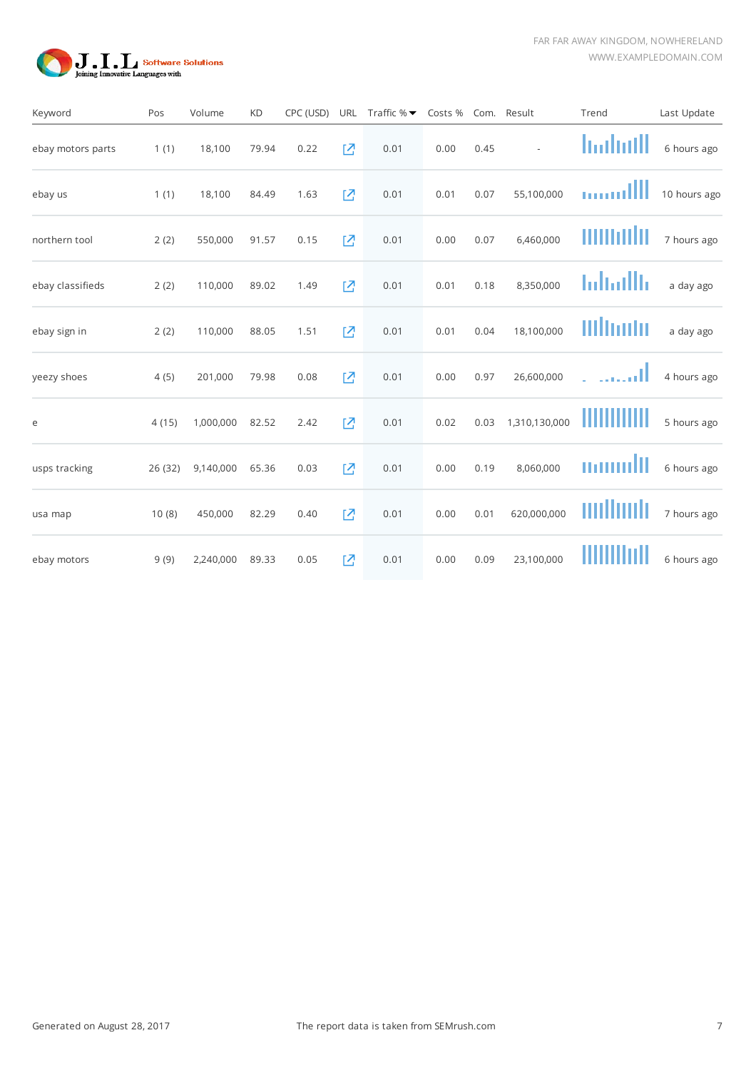FAR FAR AWAY KINGDOM, NOWHERELAND
WWW.EXAMPLEDOMAIN.COM

| Keyword | Pos | Volume | KD | CPC (USD) | URL | Traffic % | Costs % | Com. | Result | Trend | Last Update |
|---|---|---|---|---|---|---|---|---|---|---|---|
| ebay motors parts | 1 (1) | 18,100 | 79.94 | 0.22 | | 0.01 | 0.00 | 0.45 | - | | 6 hours ago |
| ebay us | 1 (1) | 18,100 | 84.49 | 1.63 | | 0.01 | 0.01 | 0.07 | 55,100,000 | | 10 hours ago |
| northern tool | 2 (2) | 550,000 | 91.57 | 0.15 | | 0.01 | 0.00 | 0.07 | 6,460,000 | | 7 hours ago |
| ebay classifieds | 2 (2) | 110,000 | 89.02 | 1.49 | | 0.01 | 0.01 | 0.18 | 8,350,000 | | a day ago |
| ebay sign in | 2 (2) | 110,000 | 88.05 | 1.51 | | 0.01 | 0.01 | 0.04 | 18,100,000 | | a day ago |
| yeezy shoes | 4 (5) | 201,000 | 79.98 | 0.08 | | 0.01 | 0.00 | 0.97 | 26,600,000 | | 4 hours ago |
| e | 4 (15) | 1,000,000 | 82.52 | 2.42 | | 0.01 | 0.02 | 0.03 | 1,310,130,000 | | 5 hours ago |
| usps tracking | 26 (32) | 9,140,000 | 65.36 | 0.03 | | 0.01 | 0.00 | 0.19 | 8,060,000 | | 6 hours ago |
| usa map | 10 (8) | 450,000 | 82.29 | 0.40 | | 0.01 | 0.00 | 0.01 | 620,000,000 | | 7 hours ago |
| ebay motors | 9 (9) | 2,240,000 | 89.33 | 0.05 | | 0.01 | 0.00 | 0.09 | 23,100,000 | | 6 hours ago |

Generated on August 28, 2017

The report data is taken from SEMrush.com